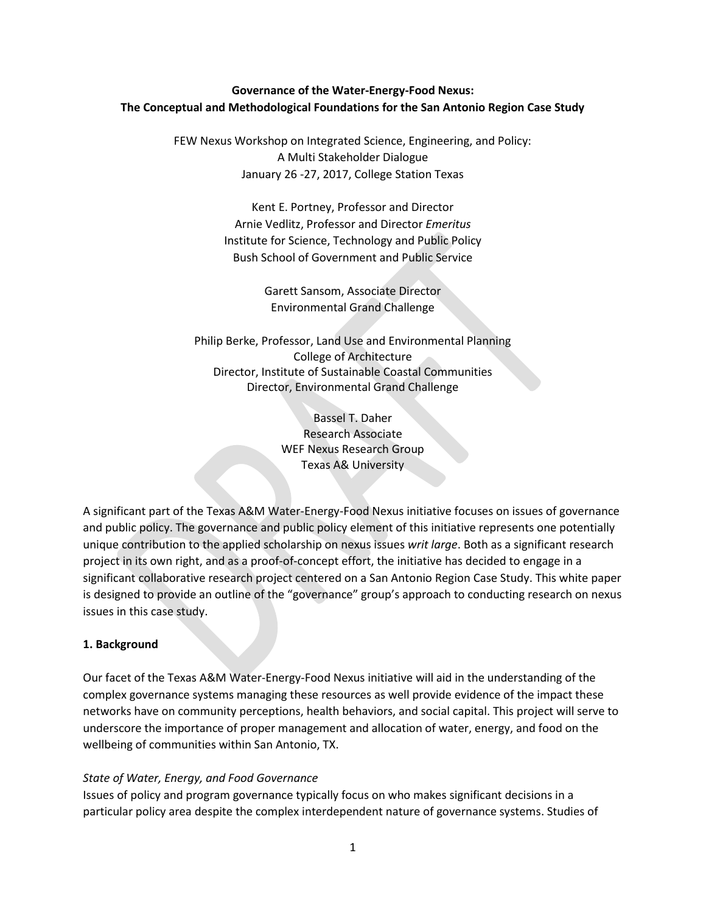**Governance of the Water-Energy-Food Nexus:**
**The Conceptual and Methodological Foundations for the San Antonio Region Case Study**

FEW Nexus Workshop on Integrated Science, Engineering, and Policy:
A Multi Stakeholder Dialogue
January 26 -27, 2017, College Station Texas

Kent E. Portney, Professor and Director
Arnie Vedlitz, Professor and Director *Emeritus*
Institute for Science, Technology and Public Policy
Bush School of Government and Public Service

Garett Sansom, Associate Director
Environmental Grand Challenge

Philip Berke, Professor, Land Use and Environmental Planning
College of Architecture
Director, Institute of Sustainable Coastal Communities
Director, Environmental Grand Challenge

Bassel T. Daher
Research Associate
WEF Nexus Research Group
Texas A& University

A significant part of the Texas A&M Water-Energy-Food Nexus initiative focuses on issues of governance and public policy. The governance and public policy element of this initiative represents one potentially unique contribution to the applied scholarship on nexus issues *writ large*. Both as a significant research project in its own right, and as a proof-of-concept effort, the initiative has decided to engage in a significant collaborative research project centered on a San Antonio Region Case Study. This white paper is designed to provide an outline of the "governance" group's approach to conducting research on nexus issues in this case study.

## 1. Background

Our facet of the Texas A&M Water-Energy-Food Nexus initiative will aid in the understanding of the complex governance systems managing these resources as well provide evidence of the impact these networks have on community perceptions, health behaviors, and social capital. This project will serve to underscore the importance of proper management and allocation of water, energy, and food on the wellbeing of communities within San Antonio, TX.

### *State of Water, Energy, and Food Governance*

Issues of policy and program governance typically focus on who makes significant decisions in a particular policy area despite the complex interdependent nature of governance systems. Studies of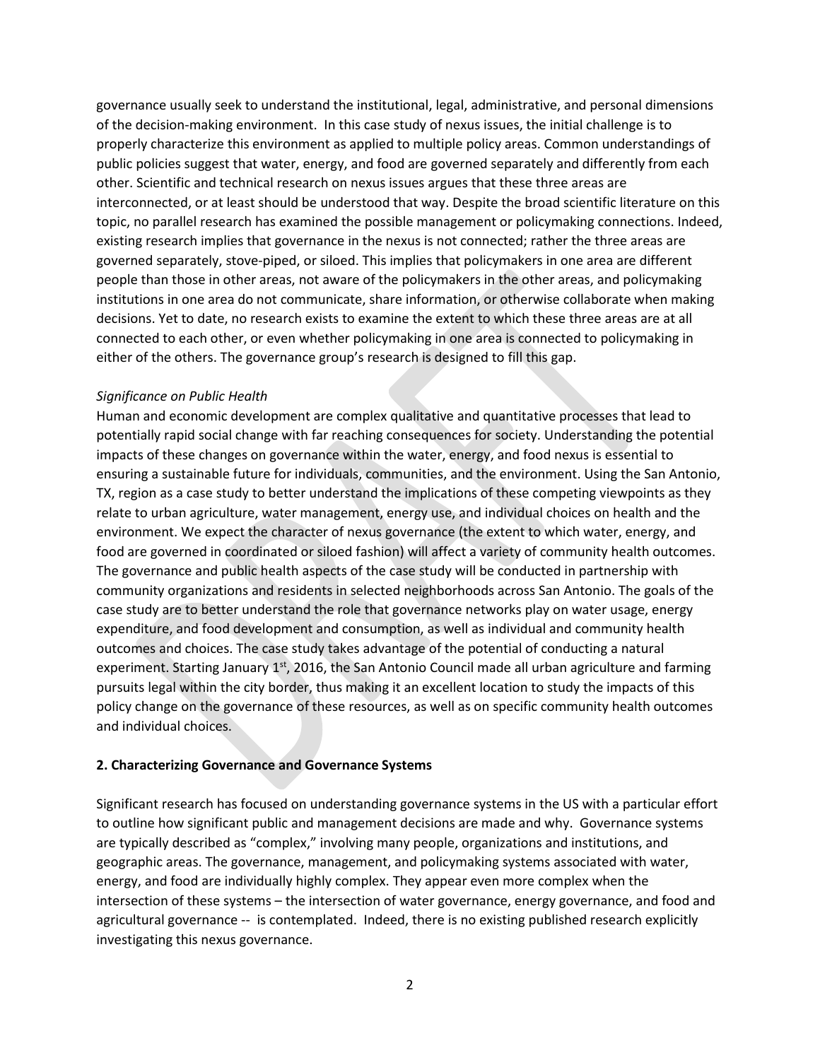governance usually seek to understand the institutional, legal, administrative, and personal dimensions of the decision-making environment. In this case study of nexus issues, the initial challenge is to properly characterize this environment as applied to multiple policy areas. Common understandings of public policies suggest that water, energy, and food are governed separately and differently from each other. Scientific and technical research on nexus issues argues that these three areas are interconnected, or at least should be understood that way. Despite the broad scientific literature on this topic, no parallel research has examined the possible management or policymaking connections. Indeed, existing research implies that governance in the nexus is not connected; rather the three areas are governed separately, stove-piped, or siloed. This implies that policymakers in one area are different people than those in other areas, not aware of the policymakers in the other areas, and policymaking institutions in one area do not communicate, share information, or otherwise collaborate when making decisions. Yet to date, no research exists to examine the extent to which these three areas are at all connected to each other, or even whether policymaking in one area is connected to policymaking in either of the others. The governance group's research is designed to fill this gap.

*Significance on Public Health*

Human and economic development are complex qualitative and quantitative processes that lead to potentially rapid social change with far reaching consequences for society. Understanding the potential impacts of these changes on governance within the water, energy, and food nexus is essential to ensuring a sustainable future for individuals, communities, and the environment. Using the San Antonio, TX, region as a case study to better understand the implications of these competing viewpoints as they relate to urban agriculture, water management, energy use, and individual choices on health and the environment. We expect the character of nexus governance (the extent to which water, energy, and food are governed in coordinated or siloed fashion) will affect a variety of community health outcomes. The governance and public health aspects of the case study will be conducted in partnership with community organizations and residents in selected neighborhoods across San Antonio. The goals of the case study are to better understand the role that governance networks play on water usage, energy expenditure, and food development and consumption, as well as individual and community health outcomes and choices. The case study takes advantage of the potential of conducting a natural experiment. Starting January 1st, 2016, the San Antonio Council made all urban agriculture and farming pursuits legal within the city border, thus making it an excellent location to study the impacts of this policy change on the governance of these resources, as well as on specific community health outcomes and individual choices.

## 2. Characterizing Governance and Governance Systems

Significant research has focused on understanding governance systems in the US with a particular effort to outline how significant public and management decisions are made and why. Governance systems are typically described as "complex," involving many people, organizations and institutions, and geographic areas. The governance, management, and policymaking systems associated with water, energy, and food are individually highly complex. They appear even more complex when the intersection of these systems – the intersection of water governance, energy governance, and food and agricultural governance -- is contemplated. Indeed, there is no existing published research explicitly investigating this nexus governance.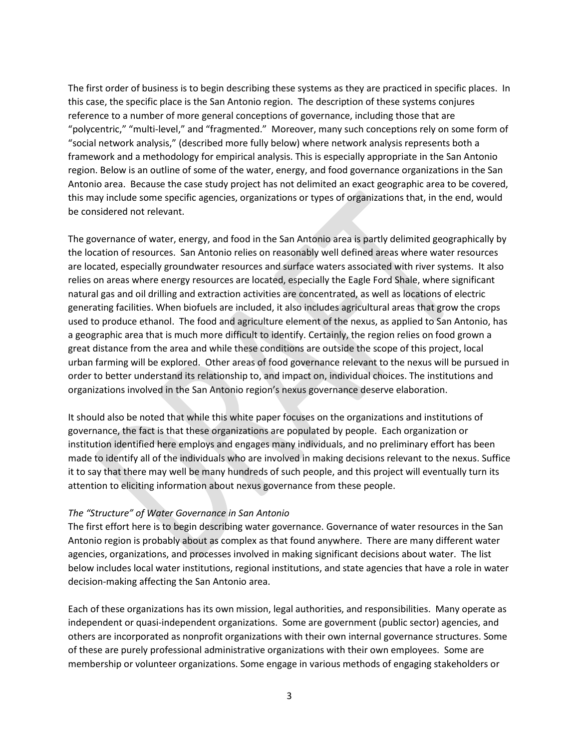The first order of business is to begin describing these systems as they are practiced in specific places. In this case, the specific place is the San Antonio region. The description of these systems conjures reference to a number of more general conceptions of governance, including those that are "polycentric," "multi-level," and "fragmented." Moreover, many such conceptions rely on some form of "social network analysis," (described more fully below) where network analysis represents both a framework and a methodology for empirical analysis. This is especially appropriate in the San Antonio region. Below is an outline of some of the water, energy, and food governance organizations in the San Antonio area. Because the case study project has not delimited an exact geographic area to be covered, this may include some specific agencies, organizations or types of organizations that, in the end, would be considered not relevant.

The governance of water, energy, and food in the San Antonio area is partly delimited geographically by the location of resources. San Antonio relies on reasonably well defined areas where water resources are located, especially groundwater resources and surface waters associated with river systems. It also relies on areas where energy resources are located, especially the Eagle Ford Shale, where significant natural gas and oil drilling and extraction activities are concentrated, as well as locations of electric generating facilities. When biofuels are included, it also includes agricultural areas that grow the crops used to produce ethanol. The food and agriculture element of the nexus, as applied to San Antonio, has a geographic area that is much more difficult to identify. Certainly, the region relies on food grown a great distance from the area and while these conditions are outside the scope of this project, local urban farming will be explored. Other areas of food governance relevant to the nexus will be pursued in order to better understand its relationship to, and impact on, individual choices. The institutions and organizations involved in the San Antonio region's nexus governance deserve elaboration.

It should also be noted that while this white paper focuses on the organizations and institutions of governance, the fact is that these organizations are populated by people. Each organization or institution identified here employs and engages many individuals, and no preliminary effort has been made to identify all of the individuals who are involved in making decisions relevant to the nexus. Suffice it to say that there may well be many hundreds of such people, and this project will eventually turn its attention to eliciting information about nexus governance from these people.

*The "Structure" of Water Governance in San Antonio*

The first effort here is to begin describing water governance. Governance of water resources in the San Antonio region is probably about as complex as that found anywhere. There are many different water agencies, organizations, and processes involved in making significant decisions about water. The list below includes local water institutions, regional institutions, and state agencies that have a role in water decision-making affecting the San Antonio area.

Each of these organizations has its own mission, legal authorities, and responsibilities. Many operate as independent or quasi-independent organizations. Some are government (public sector) agencies, and others are incorporated as nonprofit organizations with their own internal governance structures. Some of these are purely professional administrative organizations with their own employees. Some are membership or volunteer organizations. Some engage in various methods of engaging stakeholders or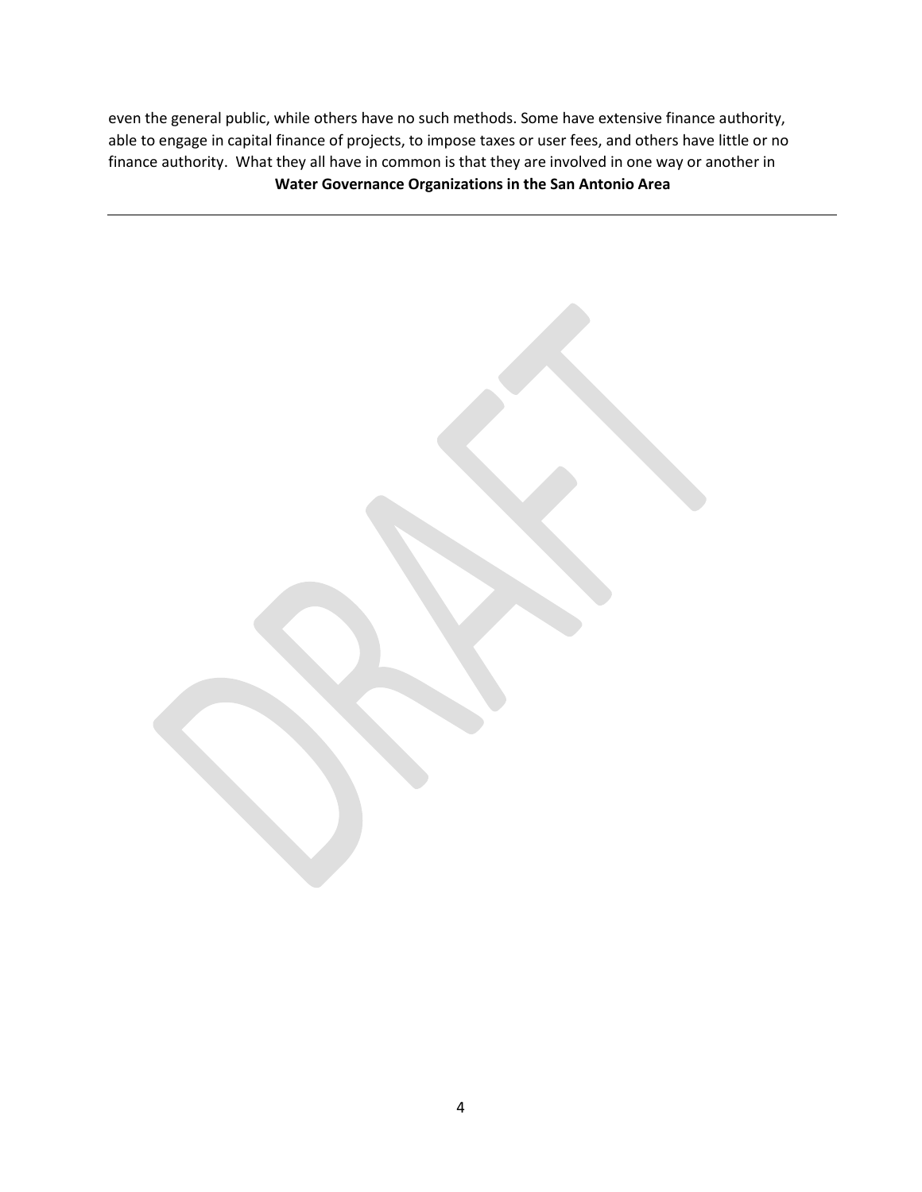even the general public, while others have no such methods. Some have extensive finance authority, able to engage in capital finance of projects, to impose taxes or user fees, and others have little or no finance authority. What they all have in common is that they are involved in one way or another in

**Water Governance Organizations in the San Antonio Area**

---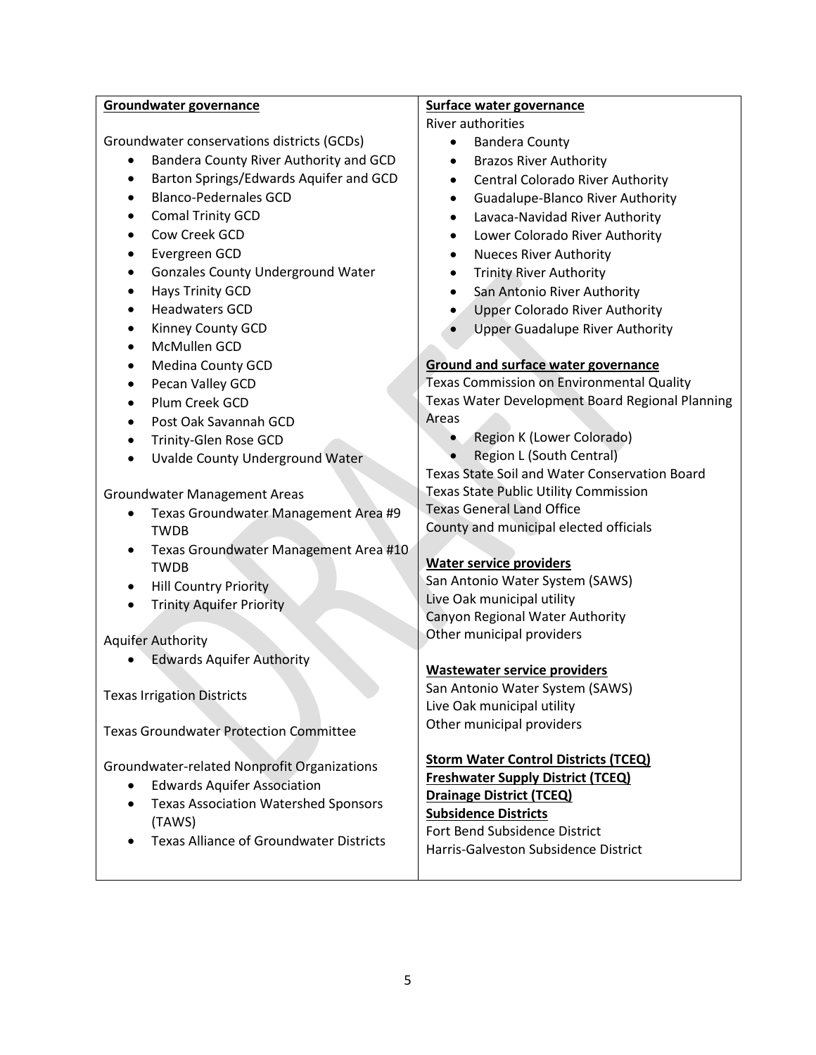**Groundwater governance**

Groundwater conservations districts (GCDs)

- Bandera County River Authority and GCD
- Barton Springs/Edwards Aquifer and GCD
- Blanco-Pedernales GCD
- Comal Trinity GCD
- Cow Creek GCD
- Evergreen GCD
- Gonzales County Underground Water
- Hays Trinity GCD
- Headwaters GCD
- Kinney County GCD
- McMullen GCD
- Medina County GCD
- Pecan Valley GCD
- Plum Creek GCD
- Post Oak Savannah GCD
- Trinity-Glen Rose GCD
- Uvalde County Underground Water

Groundwater Management Areas

- Texas Groundwater Management Area #9 TWDB
- Texas Groundwater Management Area #10 TWDB
- Hill Country Priority
- Trinity Aquifer Priority

Aquifer Authority

- Edwards Aquifer Authority

Texas Irrigation Districts

Texas Groundwater Protection Committee

Groundwater-related Nonprofit Organizations

- Edwards Aquifer Association
- Texas Association Watershed Sponsors (TAWS)
- Texas Alliance of Groundwater Districts

**Surface water governance**

River authorities

- Bandera County
- Brazos River Authority
- Central Colorado River Authority
- Guadalupe-Blanco River Authority
- Lavaca-Navidad River Authority
- Lower Colorado River Authority
- Nueces River Authority
- Trinity River Authority
- San Antonio River Authority
- Upper Colorado River Authority
- Upper Guadalupe River Authority

**Ground and surface water governance**

Texas Commission on Environmental Quality

Texas Water Development Board Regional Planning Areas

- Region K (Lower Colorado)
- Region L (South Central)

Texas State Soil and Water Conservation Board

Texas State Public Utility Commission

Texas General Land Office

County and municipal elected officials

**Water service providers**

San Antonio Water System (SAWS)

Live Oak municipal utility

Canyon Regional Water Authority

Other municipal providers

**Wastewater service providers**

San Antonio Water System (SAWS)

Live Oak municipal utility

Other municipal providers

**Storm Water Control Districts (TCEQ)**

**Freshwater Supply District (TCEQ)**

**Drainage District (TCEQ)**

**Subsidence Districts**

Fort Bend Subsidence District

Harris-Galveston Subsidence District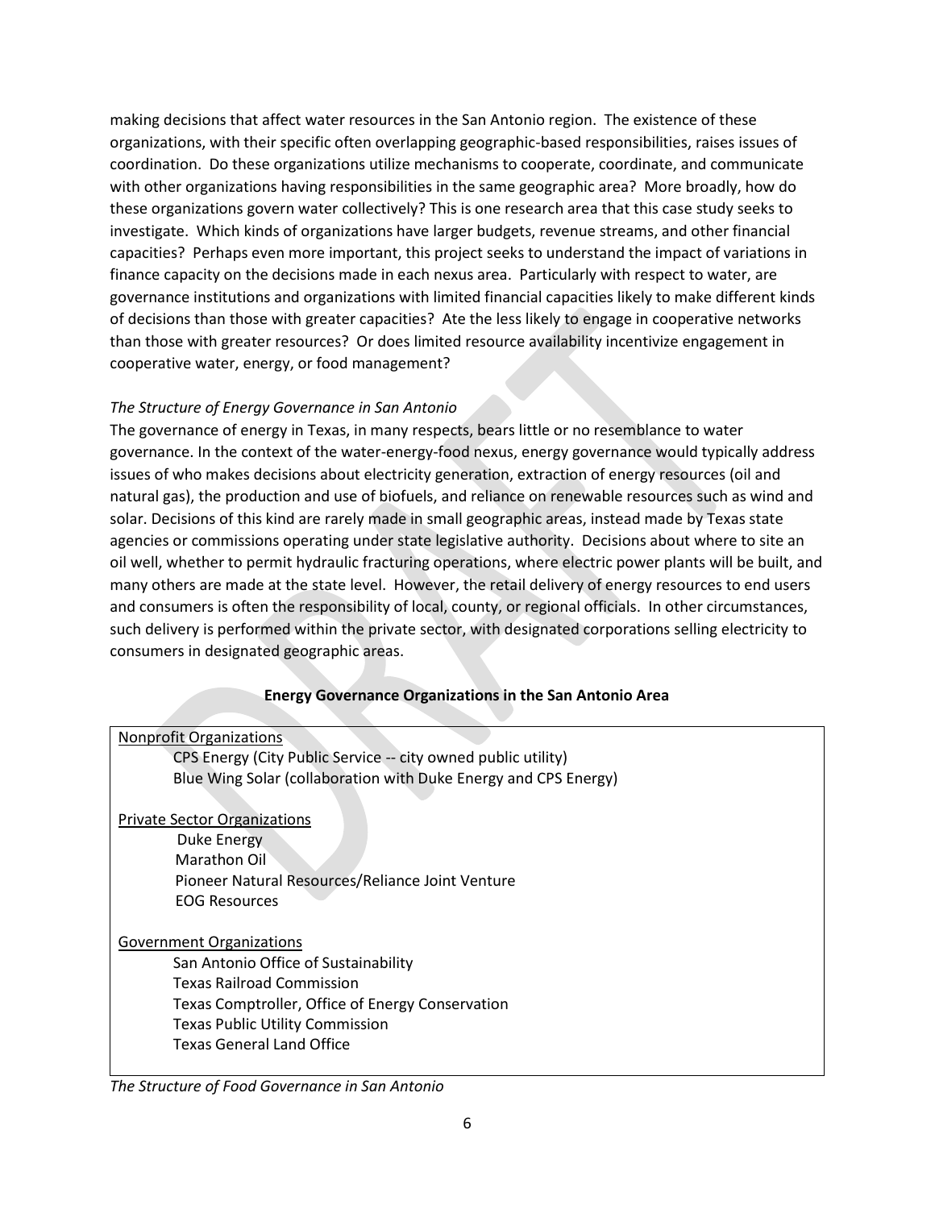making decisions that affect water resources in the San Antonio region. The existence of these organizations, with their specific often overlapping geographic-based responsibilities, raises issues of coordination. Do these organizations utilize mechanisms to cooperate, coordinate, and communicate with other organizations having responsibilities in the same geographic area? More broadly, how do these organizations govern water collectively? This is one research area that this case study seeks to investigate. Which kinds of organizations have larger budgets, revenue streams, and other financial capacities? Perhaps even more important, this project seeks to understand the impact of variations in finance capacity on the decisions made in each nexus area. Particularly with respect to water, are governance institutions and organizations with limited financial capacities likely to make different kinds of decisions than those with greater capacities? Ate the less likely to engage in cooperative networks than those with greater resources? Or does limited resource availability incentivize engagement in cooperative water, energy, or food management?

*The Structure of Energy Governance in San Antonio*

The governance of energy in Texas, in many respects, bears little or no resemblance to water governance. In the context of the water-energy-food nexus, energy governance would typically address issues of who makes decisions about electricity generation, extraction of energy resources (oil and natural gas), the production and use of biofuels, and reliance on renewable resources such as wind and solar. Decisions of this kind are rarely made in small geographic areas, instead made by Texas state agencies or commissions operating under state legislative authority. Decisions about where to site an oil well, whether to permit hydraulic fracturing operations, where electric power plants will be built, and many others are made at the state level. However, the retail delivery of energy resources to end users and consumers is often the responsibility of local, county, or regional officials. In other circumstances, such delivery is performed within the private sector, with designated corporations selling electricity to consumers in designated geographic areas.

**Energy Governance Organizations in the San Antonio Area**

Nonprofit Organizations
- CPS Energy (City Public Service -- city owned public utility)
- Blue Wing Solar (collaboration with Duke Energy and CPS Energy)

Private Sector Organizations
- Duke Energy
- Marathon Oil
- Pioneer Natural Resources/Reliance Joint Venture
- EOG Resources

Government Organizations
- San Antonio Office of Sustainability
- Texas Railroad Commission
- Texas Comptroller, Office of Energy Conservation
- Texas Public Utility Commission
- Texas General Land Office

*The Structure of Food Governance in San Antonio*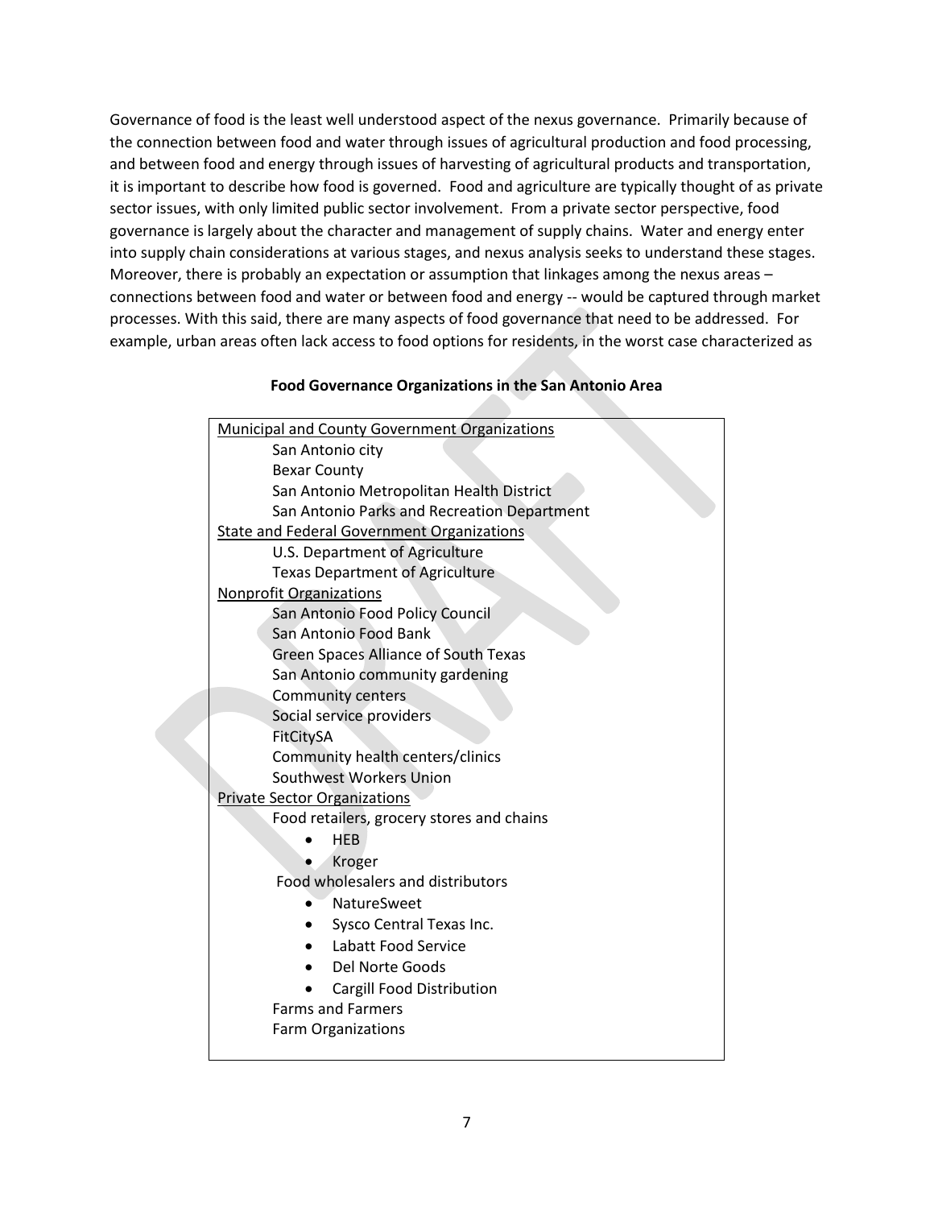Governance of food is the least well understood aspect of the nexus governance. Primarily because of the connection between food and water through issues of agricultural production and food processing, and between food and energy through issues of harvesting of agricultural products and transportation, it is important to describe how food is governed. Food and agriculture are typically thought of as private sector issues, with only limited public sector involvement. From a private sector perspective, food governance is largely about the character and management of supply chains. Water and energy enter into supply chain considerations at various stages, and nexus analysis seeks to understand these stages. Moreover, there is probably an expectation or assumption that linkages among the nexus areas – connections between food and water or between food and energy -- would be captured through market processes. With this said, there are many aspects of food governance that need to be addressed. For example, urban areas often lack access to food options for residents, in the worst case characterized as

**Food Governance Organizations in the San Antonio Area**

<u>Municipal and County Government Organizations</u>

- San Antonio city
- Bexar County
- San Antonio Metropolitan Health District
- San Antonio Parks and Recreation Department

<u>State and Federal Government Organizations</u>

- U.S. Department of Agriculture
- Texas Department of Agriculture

<u>Nonprofit Organizations</u>

- San Antonio Food Policy Council
- San Antonio Food Bank
- Green Spaces Alliance of South Texas
- San Antonio community gardening
- Community centers
- Social service providers
- FitCitySA
- Community health centers/clinics
- Southwest Workers Union

<u>Private Sector Organizations</u>

- Food retailers, grocery stores and chains
  - HEB
  - Kroger
- Food wholesalers and distributors
  - NatureSweet
  - Sysco Central Texas Inc.
  - Labatt Food Service
  - Del Norte Goods
  - Cargill Food Distribution
- Farms and Farmers
- Farm Organizations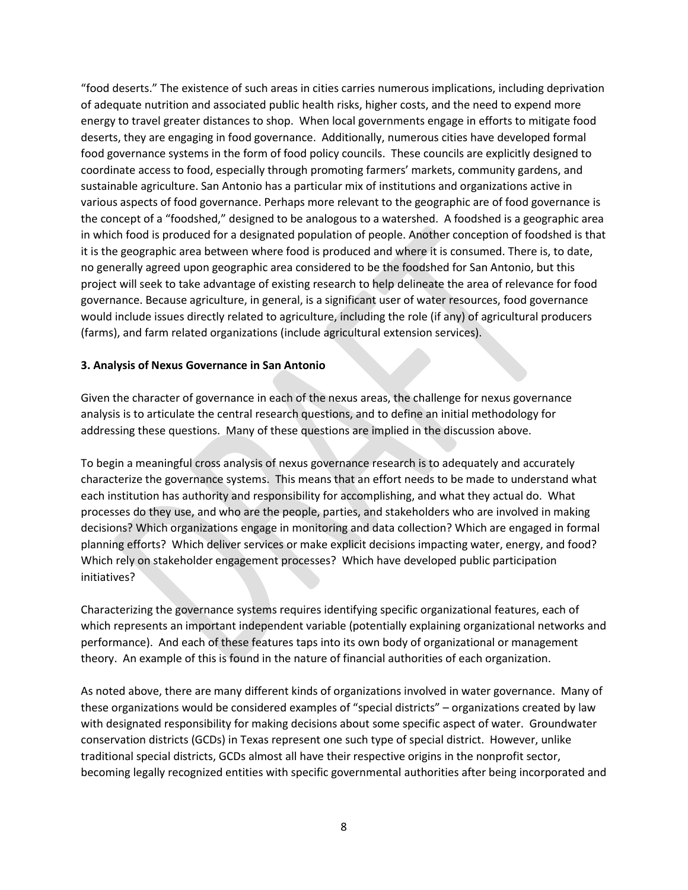"food deserts." The existence of such areas in cities carries numerous implications, including deprivation of adequate nutrition and associated public health risks, higher costs, and the need to expend more energy to travel greater distances to shop. When local governments engage in efforts to mitigate food deserts, they are engaging in food governance. Additionally, numerous cities have developed formal food governance systems in the form of food policy councils. These councils are explicitly designed to coordinate access to food, especially through promoting farmers' markets, community gardens, and sustainable agriculture. San Antonio has a particular mix of institutions and organizations active in various aspects of food governance. Perhaps more relevant to the geographic are of food governance is the concept of a "foodshed," designed to be analogous to a watershed. A foodshed is a geographic area in which food is produced for a designated population of people. Another conception of foodshed is that it is the geographic area between where food is produced and where it is consumed. There is, to date, no generally agreed upon geographic area considered to be the foodshed for San Antonio, but this project will seek to take advantage of existing research to help delineate the area of relevance for food governance. Because agriculture, in general, is a significant user of water resources, food governance would include issues directly related to agriculture, including the role (if any) of agricultural producers (farms), and farm related organizations (include agricultural extension services).

### 3. Analysis of Nexus Governance in San Antonio

Given the character of governance in each of the nexus areas, the challenge for nexus governance analysis is to articulate the central research questions, and to define an initial methodology for addressing these questions. Many of these questions are implied in the discussion above.

To begin a meaningful cross analysis of nexus governance research is to adequately and accurately characterize the governance systems. This means that an effort needs to be made to understand what each institution has authority and responsibility for accomplishing, and what they actual do. What processes do they use, and who are the people, parties, and stakeholders who are involved in making decisions? Which organizations engage in monitoring and data collection? Which are engaged in formal planning efforts? Which deliver services or make explicit decisions impacting water, energy, and food? Which rely on stakeholder engagement processes? Which have developed public participation initiatives?

Characterizing the governance systems requires identifying specific organizational features, each of which represents an important independent variable (potentially explaining organizational networks and performance). And each of these features taps into its own body of organizational or management theory. An example of this is found in the nature of financial authorities of each organization.

As noted above, there are many different kinds of organizations involved in water governance. Many of these organizations would be considered examples of "special districts" – organizations created by law with designated responsibility for making decisions about some specific aspect of water. Groundwater conservation districts (GCDs) in Texas represent one such type of special district. However, unlike traditional special districts, GCDs almost all have their respective origins in the nonprofit sector, becoming legally recognized entities with specific governmental authorities after being incorporated and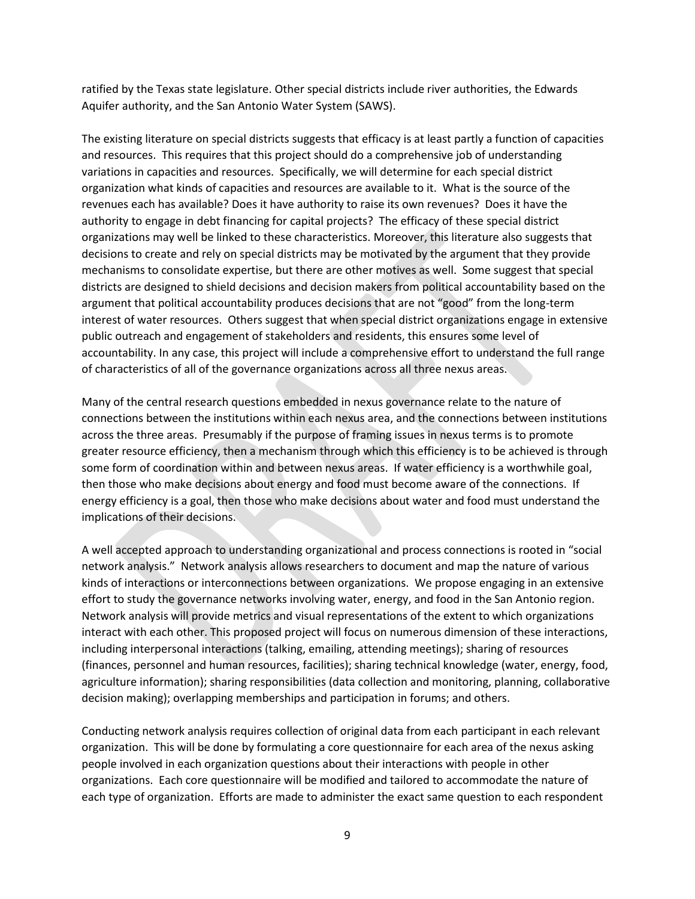ratified by the Texas state legislature. Other special districts include river authorities, the Edwards Aquifer authority, and the San Antonio Water System (SAWS).

The existing literature on special districts suggests that efficacy is at least partly a function of capacities and resources. This requires that this project should do a comprehensive job of understanding variations in capacities and resources. Specifically, we will determine for each special district organization what kinds of capacities and resources are available to it. What is the source of the revenues each has available? Does it have authority to raise its own revenues? Does it have the authority to engage in debt financing for capital projects? The efficacy of these special district organizations may well be linked to these characteristics. Moreover, this literature also suggests that decisions to create and rely on special districts may be motivated by the argument that they provide mechanisms to consolidate expertise, but there are other motives as well. Some suggest that special districts are designed to shield decisions and decision makers from political accountability based on the argument that political accountability produces decisions that are not "good" from the long-term interest of water resources. Others suggest that when special district organizations engage in extensive public outreach and engagement of stakeholders and residents, this ensures some level of accountability. In any case, this project will include a comprehensive effort to understand the full range of characteristics of all of the governance organizations across all three nexus areas.

Many of the central research questions embedded in nexus governance relate to the nature of connections between the institutions within each nexus area, and the connections between institutions across the three areas. Presumably if the purpose of framing issues in nexus terms is to promote greater resource efficiency, then a mechanism through which this efficiency is to be achieved is through some form of coordination within and between nexus areas. If water efficiency is a worthwhile goal, then those who make decisions about energy and food must become aware of the connections. If energy efficiency is a goal, then those who make decisions about water and food must understand the implications of their decisions.

A well accepted approach to understanding organizational and process connections is rooted in "social network analysis." Network analysis allows researchers to document and map the nature of various kinds of interactions or interconnections between organizations. We propose engaging in an extensive effort to study the governance networks involving water, energy, and food in the San Antonio region. Network analysis will provide metrics and visual representations of the extent to which organizations interact with each other. This proposed project will focus on numerous dimension of these interactions, including interpersonal interactions (talking, emailing, attending meetings); sharing of resources (finances, personnel and human resources, facilities); sharing technical knowledge (water, energy, food, agriculture information); sharing responsibilities (data collection and monitoring, planning, collaborative decision making); overlapping memberships and participation in forums; and others.

Conducting network analysis requires collection of original data from each participant in each relevant organization. This will be done by formulating a core questionnaire for each area of the nexus asking people involved in each organization questions about their interactions with people in other organizations. Each core questionnaire will be modified and tailored to accommodate the nature of each type of organization. Efforts are made to administer the exact same question to each respondent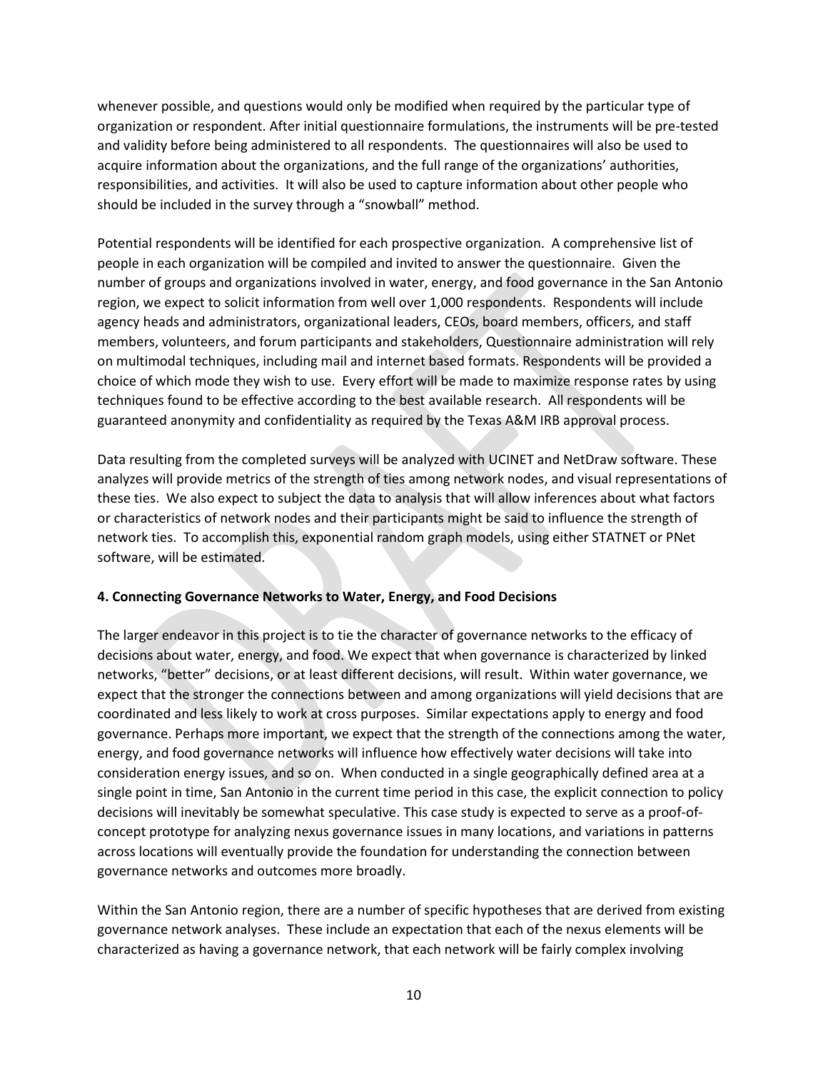whenever possible, and questions would only be modified when required by the particular type of organization or respondent. After initial questionnaire formulations, the instruments will be pre-tested and validity before being administered to all respondents. The questionnaires will also be used to acquire information about the organizations, and the full range of the organizations' authorities, responsibilities, and activities. It will also be used to capture information about other people who should be included in the survey through a "snowball" method.

Potential respondents will be identified for each prospective organization. A comprehensive list of people in each organization will be compiled and invited to answer the questionnaire. Given the number of groups and organizations involved in water, energy, and food governance in the San Antonio region, we expect to solicit information from well over 1,000 respondents. Respondents will include agency heads and administrators, organizational leaders, CEOs, board members, officers, and staff members, volunteers, and forum participants and stakeholders, Questionnaire administration will rely on multimodal techniques, including mail and internet based formats. Respondents will be provided a choice of which mode they wish to use. Every effort will be made to maximize response rates by using techniques found to be effective according to the best available research. All respondents will be guaranteed anonymity and confidentiality as required by the Texas A&M IRB approval process.

Data resulting from the completed surveys will be analyzed with UCINET and NetDraw software. These analyzes will provide metrics of the strength of ties among network nodes, and visual representations of these ties. We also expect to subject the data to analysis that will allow inferences about what factors or characteristics of network nodes and their participants might be said to influence the strength of network ties. To accomplish this, exponential random graph models, using either STATNET or PNet software, will be estimated.

**4. Connecting Governance Networks to Water, Energy, and Food Decisions**

The larger endeavor in this project is to tie the character of governance networks to the efficacy of decisions about water, energy, and food. We expect that when governance is characterized by linked networks, "better" decisions, or at least different decisions, will result. Within water governance, we expect that the stronger the connections between and among organizations will yield decisions that are coordinated and less likely to work at cross purposes. Similar expectations apply to energy and food governance. Perhaps more important, we expect that the strength of the connections among the water, energy, and food governance networks will influence how effectively water decisions will take into consideration energy issues, and so on. When conducted in a single geographically defined area at a single point in time, San Antonio in the current time period in this case, the explicit connection to policy decisions will inevitably be somewhat speculative. This case study is expected to serve as a proof-of-concept prototype for analyzing nexus governance issues in many locations, and variations in patterns across locations will eventually provide the foundation for understanding the connection between governance networks and outcomes more broadly.

Within the San Antonio region, there are a number of specific hypotheses that are derived from existing governance network analyses. These include an expectation that each of the nexus elements will be characterized as having a governance network, that each network will be fairly complex involving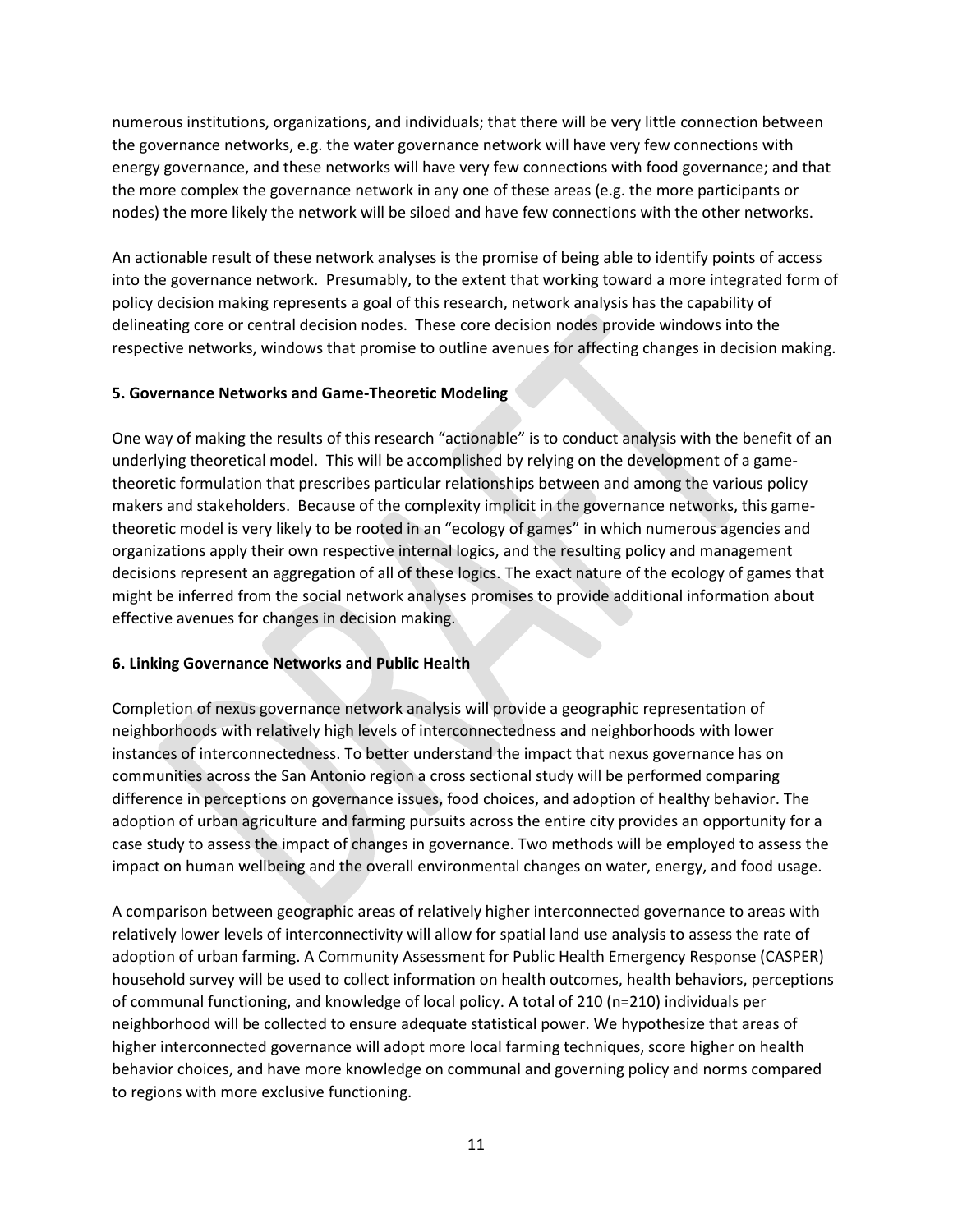numerous institutions, organizations, and individuals; that there will be very little connection between the governance networks, e.g. the water governance network will have very few connections with energy governance, and these networks will have very few connections with food governance; and that the more complex the governance network in any one of these areas (e.g. the more participants or nodes) the more likely the network will be siloed and have few connections with the other networks.

An actionable result of these network analyses is the promise of being able to identify points of access into the governance network. Presumably, to the extent that working toward a more integrated form of policy decision making represents a goal of this research, network analysis has the capability of delineating core or central decision nodes. These core decision nodes provide windows into the respective networks, windows that promise to outline avenues for affecting changes in decision making.

### 5. Governance Networks and Game-Theoretic Modeling

One way of making the results of this research "actionable" is to conduct analysis with the benefit of an underlying theoretical model. This will be accomplished by relying on the development of a game-theoretic formulation that prescribes particular relationships between and among the various policy makers and stakeholders. Because of the complexity implicit in the governance networks, this game-theoretic model is very likely to be rooted in an "ecology of games" in which numerous agencies and organizations apply their own respective internal logics, and the resulting policy and management decisions represent an aggregation of all of these logics. The exact nature of the ecology of games that might be inferred from the social network analyses promises to provide additional information about effective avenues for changes in decision making.

### 6. Linking Governance Networks and Public Health

Completion of nexus governance network analysis will provide a geographic representation of neighborhoods with relatively high levels of interconnectedness and neighborhoods with lower instances of interconnectedness. To better understand the impact that nexus governance has on communities across the San Antonio region a cross sectional study will be performed comparing difference in perceptions on governance issues, food choices, and adoption of healthy behavior. The adoption of urban agriculture and farming pursuits across the entire city provides an opportunity for a case study to assess the impact of changes in governance. Two methods will be employed to assess the impact on human wellbeing and the overall environmental changes on water, energy, and food usage.

A comparison between geographic areas of relatively higher interconnected governance to areas with relatively lower levels of interconnectivity will allow for spatial land use analysis to assess the rate of adoption of urban farming. A Community Assessment for Public Health Emergency Response (CASPER) household survey will be used to collect information on health outcomes, health behaviors, perceptions of communal functioning, and knowledge of local policy. A total of 210 ($n=210$) individuals per neighborhood will be collected to ensure adequate statistical power. We hypothesize that areas of higher interconnected governance will adopt more local farming techniques, score higher on health behavior choices, and have more knowledge on communal and governing policy and norms compared to regions with more exclusive functioning.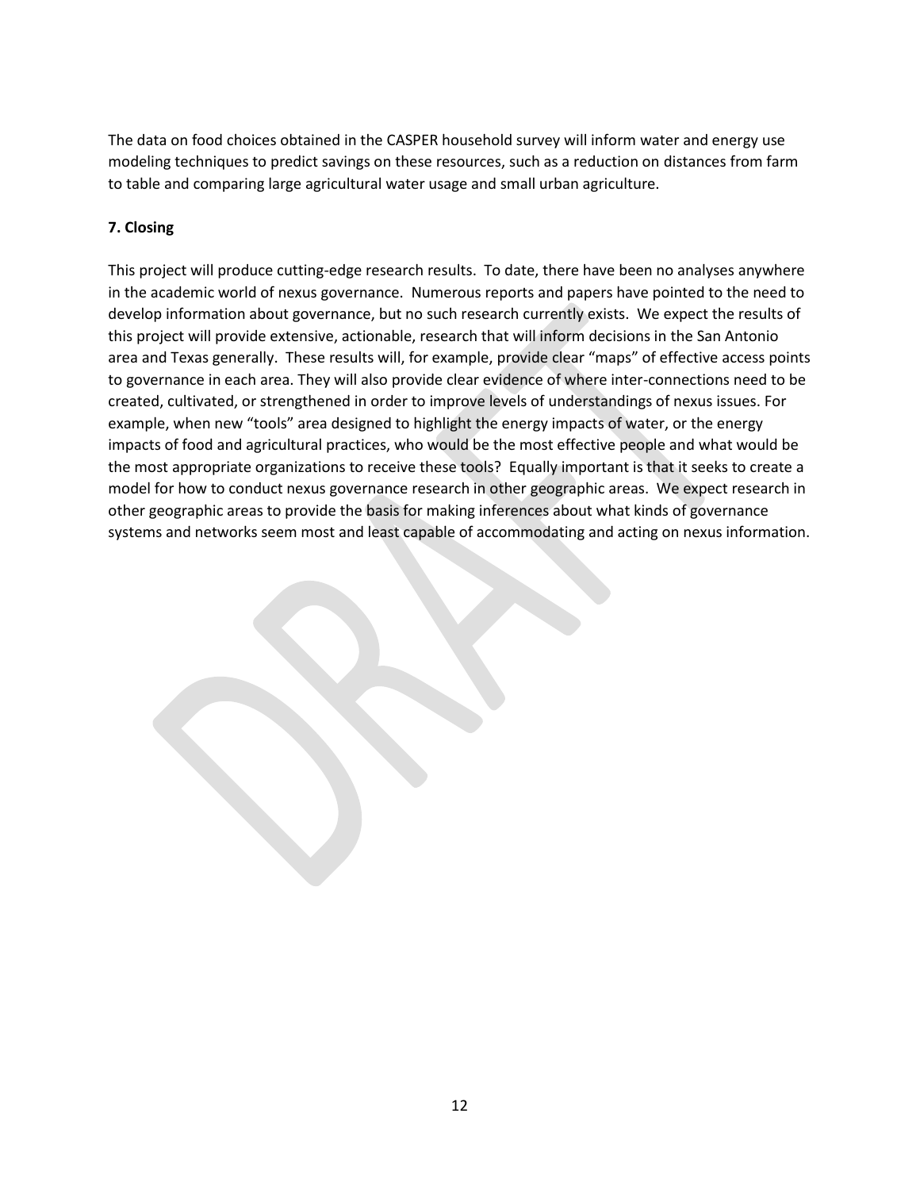The data on food choices obtained in the CASPER household survey will inform water and energy use modeling techniques to predict savings on these resources, such as a reduction on distances from farm to table and comparing large agricultural water usage and small urban agriculture.

**7. Closing**

This project will produce cutting-edge research results. To date, there have been no analyses anywhere in the academic world of nexus governance. Numerous reports and papers have pointed to the need to develop information about governance, but no such research currently exists. We expect the results of this project will provide extensive, actionable, research that will inform decisions in the San Antonio area and Texas generally. These results will, for example, provide clear "maps" of effective access points to governance in each area. They will also provide clear evidence of where inter-connections need to be created, cultivated, or strengthened in order to improve levels of understandings of nexus issues. For example, when new "tools" area designed to highlight the energy impacts of water, or the energy impacts of food and agricultural practices, who would be the most effective people and what would be the most appropriate organizations to receive these tools? Equally important is that it seeks to create a model for how to conduct nexus governance research in other geographic areas. We expect research in other geographic areas to provide the basis for making inferences about what kinds of governance systems and networks seem most and least capable of accommodating and acting on nexus information.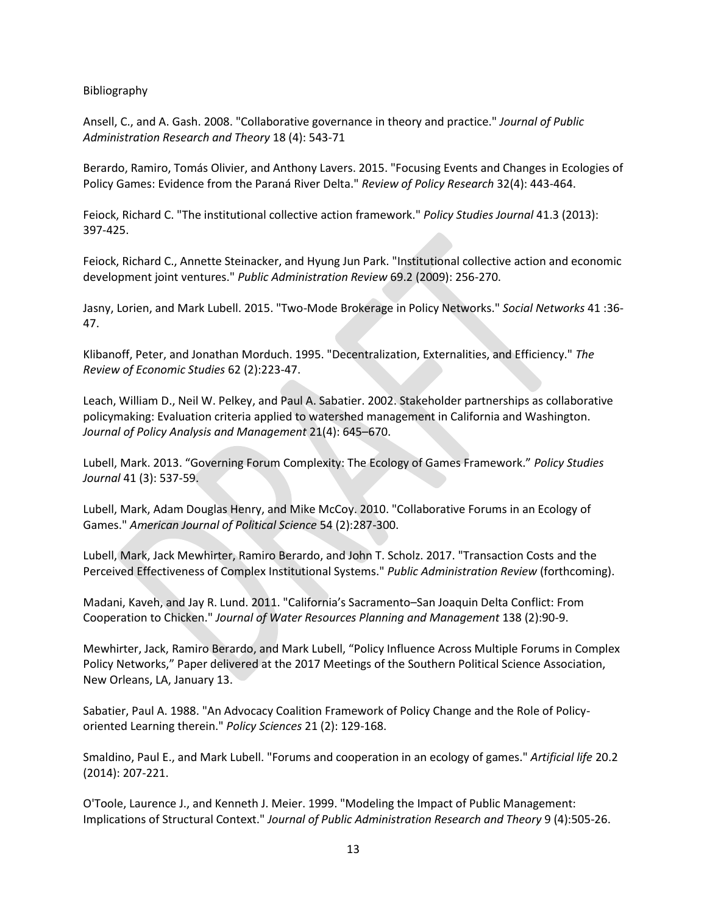Bibliography

Ansell, C., and A. Gash. 2008. "Collaborative governance in theory and practice." *Journal of Public Administration Research and Theory* 18 (4): 543-71

Berardo, Ramiro, Tomás Olivier, and Anthony Lavers. 2015. "Focusing Events and Changes in Ecologies of Policy Games: Evidence from the Paraná River Delta." *Review of Policy Research* 32(4): 443-464.

Feiock, Richard C. "The institutional collective action framework." *Policy Studies Journal* 41.3 (2013): 397-425.

Feiock, Richard C., Annette Steinacker, and Hyung Jun Park. "Institutional collective action and economic development joint ventures." *Public Administration Review* 69.2 (2009): 256-270.

Jasny, Lorien, and Mark Lubell. 2015. "Two-Mode Brokerage in Policy Networks." *Social Networks* 41 :36-47.

Klibanoff, Peter, and Jonathan Morduch. 1995. "Decentralization, Externalities, and Efficiency." *The Review of Economic Studies* 62 (2):223-47.

Leach, William D., Neil W. Pelkey, and Paul A. Sabatier. 2002. Stakeholder partnerships as collaborative policymaking: Evaluation criteria applied to watershed management in California and Washington. *Journal of Policy Analysis and Management* 21(4): 645–670.

Lubell, Mark. 2013. "Governing Forum Complexity: The Ecology of Games Framework." *Policy Studies Journal* 41 (3): 537-59.

Lubell, Mark, Adam Douglas Henry, and Mike McCoy. 2010. "Collaborative Forums in an Ecology of Games." *American Journal of Political Science* 54 (2):287-300.

Lubell, Mark, Jack Mewhirter, Ramiro Berardo, and John T. Scholz. 2017. "Transaction Costs and the Perceived Effectiveness of Complex Institutional Systems." *Public Administration Review* (forthcoming).

Madani, Kaveh, and Jay R. Lund. 2011. "California's Sacramento–San Joaquin Delta Conflict: From Cooperation to Chicken." *Journal of Water Resources Planning and Management* 138 (2):90-9.

Mewhirter, Jack, Ramiro Berardo, and Mark Lubell, "Policy Influence Across Multiple Forums in Complex Policy Networks," Paper delivered at the 2017 Meetings of the Southern Political Science Association, New Orleans, LA, January 13.

Sabatier, Paul A. 1988. "An Advocacy Coalition Framework of Policy Change and the Role of Policy-oriented Learning therein." *Policy Sciences* 21 (2): 129-168.

Smaldino, Paul E., and Mark Lubell. "Forums and cooperation in an ecology of games." *Artificial life* 20.2 (2014): 207-221.

O'Toole, Laurence J., and Kenneth J. Meier. 1999. "Modeling the Impact of Public Management: Implications of Structural Context." *Journal of Public Administration Research and Theory* 9 (4):505-26.